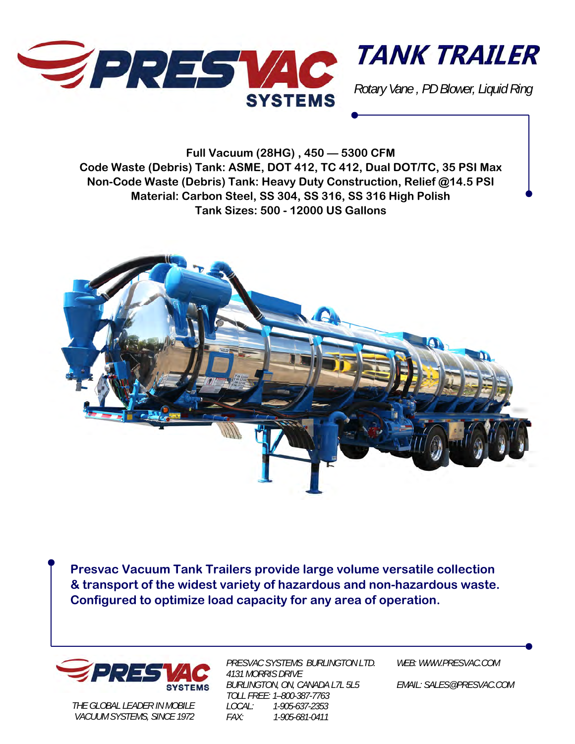# TANK TRAILER

*Rotary Vane , PD Blower, Liquid Ring*

**Full Vacuum (28HG) , 450 — 5300 CFM**
**Code Waste (Debris) Tank: ASME, DOT 412, TC 412, Dual DOT/TC, 35 PSI Max**
**Non-Code Waste (Debris) Tank: Heavy Duty Construction, Relief @14.5 PSI**
**Material: Carbon Steel, SS 304, SS 316, SS 316 High Polish**
**Tank Sizes: 500 - 12000 US Gallons**

**Presvac Vacuum Tank Trailers provide large volume versatile collection & transport of the widest variety of hazardous and non-hazardous waste. Configured to optimize load capacity for any area of operation.**

*THE GLOBAL LEADER IN MOBILE VACUUM SYSTEMS, SINCE 1972*

*PRESVAC SYSTEMS BURLINGTON LTD.*
*4131 MORRIS DRIVE*
*BURLINGTON, ON, CANADA L7L 5L5*
*TOLL FREE: 1–800-387-7763*
*LOCAL: 1-905-637-2353*
*FAX: 1-905-681-0411*

*WEB: WWW.PRESVAC.COM*

*EMAIL: SALES@PRESVAC.COM*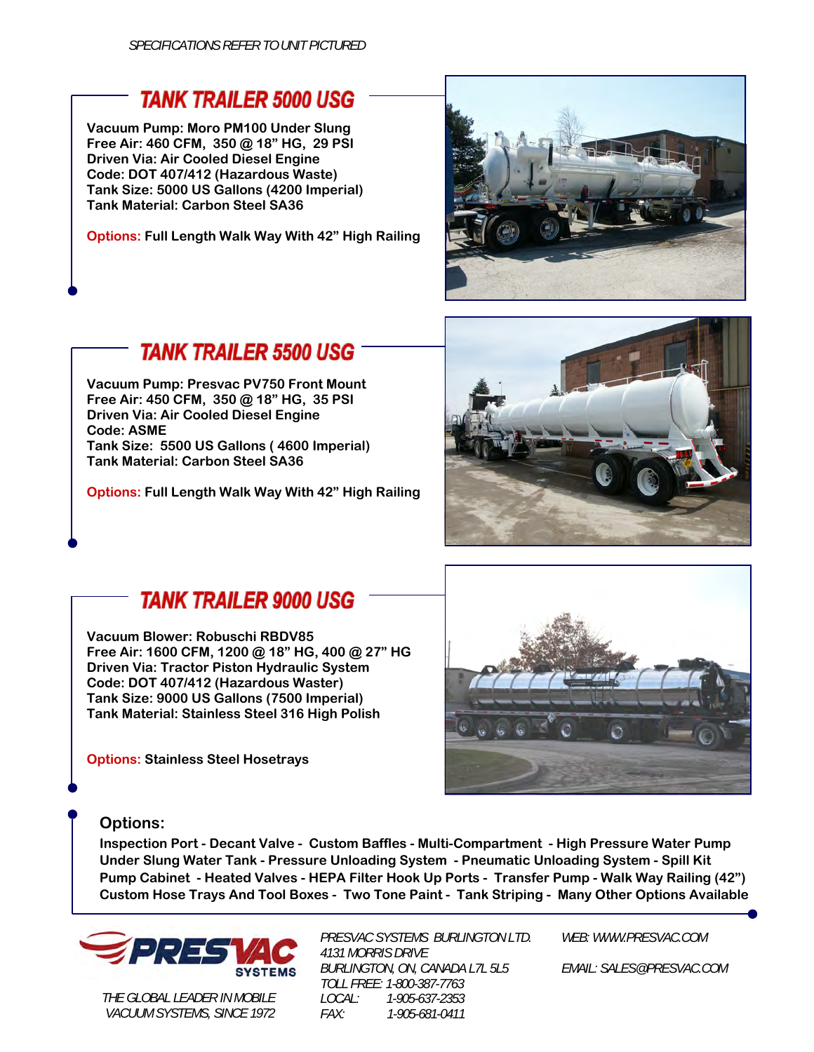*SPECIFICATIONS REFER TO UNIT PICTURED*

## TANK TRAILER 5000 USG

**Vacuum Pump: Moro PM100 Under Slung**
**Free Air: 460 CFM, 350 @ 18" HG, 29 PSI**
**Driven Via: Air Cooled Diesel Engine**
**Code: DOT 407/412 (Hazardous Waste)**
**Tank Size: 5000 US Gallons (4200 Imperial)**
**Tank Material: Carbon Steel SA36**

**Options: Full Length Walk Way With 42" High Railing**

## TANK TRAILER 5500 USG

**Vacuum Pump: Presvac PV750 Front Mount**
**Free Air: 450 CFM, 350 @ 18" HG, 35 PSI**
**Driven Via: Air Cooled Diesel Engine**
**Code: ASME**
**Tank Size: 5500 US Gallons ( 4600 Imperial)**
**Tank Material: Carbon Steel SA36**

**Options: Full Length Walk Way With 42" High Railing**

## TANK TRAILER 9000 USG

**Vacuum Blower: Robuschi RBDV85**
**Free Air: 1600 CFM, 1200 @ 18" HG, 400 @ 27" HG**
**Driven Via: Tractor Piston Hydraulic System**
**Code: DOT 407/412 (Hazardous Waster)**
**Tank Size: 9000 US Gallons (7500 Imperial)**
**Tank Material: Stainless Steel 316 High Polish**

**Options: Stainless Steel Hosetrays**

### Options:

**Inspection Port - Decant Valve - Custom Baffles - Multi-Compartment - High Pressure Water Pump Under Slung Water Tank - Pressure Unloading System - Pneumatic Unloading System - Spill Kit Pump Cabinet - Heated Valves - HEPA Filter Hook Up Ports - Transfer Pump - Walk Way Railing (42") Custom Hose Trays And Tool Boxes - Two Tone Paint - Tank Striping - Many Other Options Available**

PRESVAC SYSTEMS

*THE GLOBAL LEADER IN MOBILE VACUUM SYSTEMS, SINCE 1972*

*PRESVAC SYSTEMS BURLINGTON LTD.*
*4131 MORRIS DRIVE*
*BURLINGTON, ON, CANADA L7L 5L5*
*TOLL FREE: 1-800-387-7763*
*LOCAL: 1-905-637-2353*
*FAX: 1-905-681-0411*

*WEB: WWW.PRESVAC.COM*

*EMAIL: SALES@PRESVAC.COM*